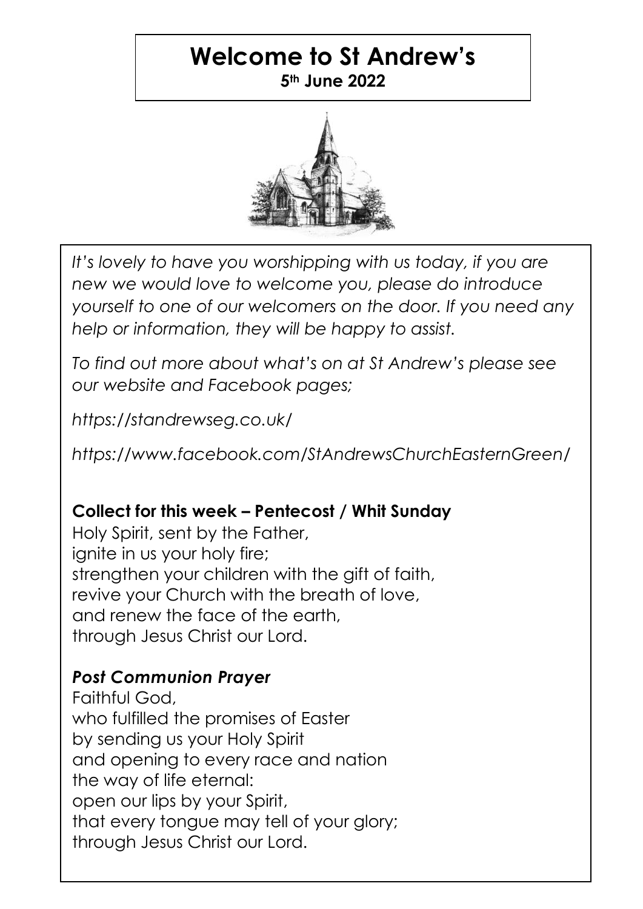# Welcome to St Andrew's

**5th June 2022**

*It's lovely to have you worshipping with us today, if you are new we would love to welcome you, please do introduce yourself to one of our welcomers on the door. If you need any help or information, they will be happy to assist.*

*To find out more about what's on at St Andrew's please see our website and Facebook pages;*

*https://standrewseg.co.uk/*

*https://www.facebook.com/StAndrewsChurchEasternGreen/*

**Collect for this week – Pentecost / Whit Sunday**

Holy Spirit, sent by the Father,
ignite in us your holy fire;
strengthen your children with the gift of faith,
revive your Church with the breath of love,
and renew the face of the earth,
through Jesus Christ our Lord.

***Post Communion Prayer***

Faithful God,
who fulfilled the promises of Easter
by sending us your Holy Spirit
and opening to every race and nation
the way of life eternal:
open our lips by your Spirit,
that every tongue may tell of your glory;
through Jesus Christ our Lord.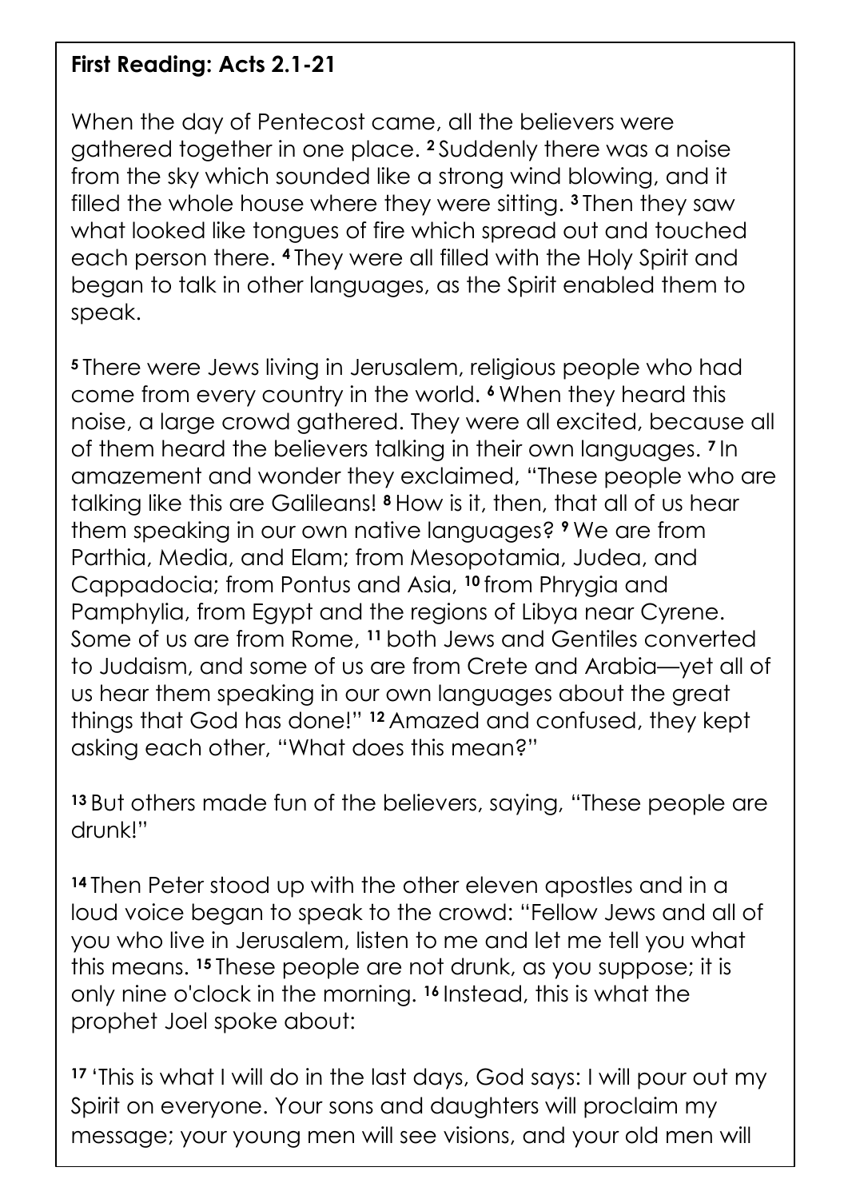**First Reading: Acts 2.1-21**

When the day of Pentecost came, all the believers were gathered together in one place. **2** Suddenly there was a noise from the sky which sounded like a strong wind blowing, and it filled the whole house where they were sitting. **3** Then they saw what looked like tongues of fire which spread out and touched each person there. **4** They were all filled with the Holy Spirit and began to talk in other languages, as the Spirit enabled them to speak.

**5** There were Jews living in Jerusalem, religious people who had come from every country in the world. **6** When they heard this noise, a large crowd gathered. They were all excited, because all of them heard the believers talking in their own languages. **7** In amazement and wonder they exclaimed, "These people who are talking like this are Galileans! **8** How is it, then, that all of us hear them speaking in our own native languages? **9** We are from Parthia, Media, and Elam; from Mesopotamia, Judea, and Cappadocia; from Pontus and Asia, **10** from Phrygia and Pamphylia, from Egypt and the regions of Libya near Cyrene. Some of us are from Rome, **11** both Jews and Gentiles converted to Judaism, and some of us are from Crete and Arabia—yet all of us hear them speaking in our own languages about the great things that God has done!" **12** Amazed and confused, they kept asking each other, "What does this mean?"

**13** But others made fun of the believers, saying, "These people are drunk!"

**14** Then Peter stood up with the other eleven apostles and in a loud voice began to speak to the crowd: "Fellow Jews and all of you who live in Jerusalem, listen to me and let me tell you what this means. **15** These people are not drunk, as you suppose; it is only nine o'clock in the morning. **16** Instead, this is what the prophet Joel spoke about:

**17** 'This is what I will do in the last days, God says: I will pour out my Spirit on everyone. Your sons and daughters will proclaim my message; your young men will see visions, and your old men will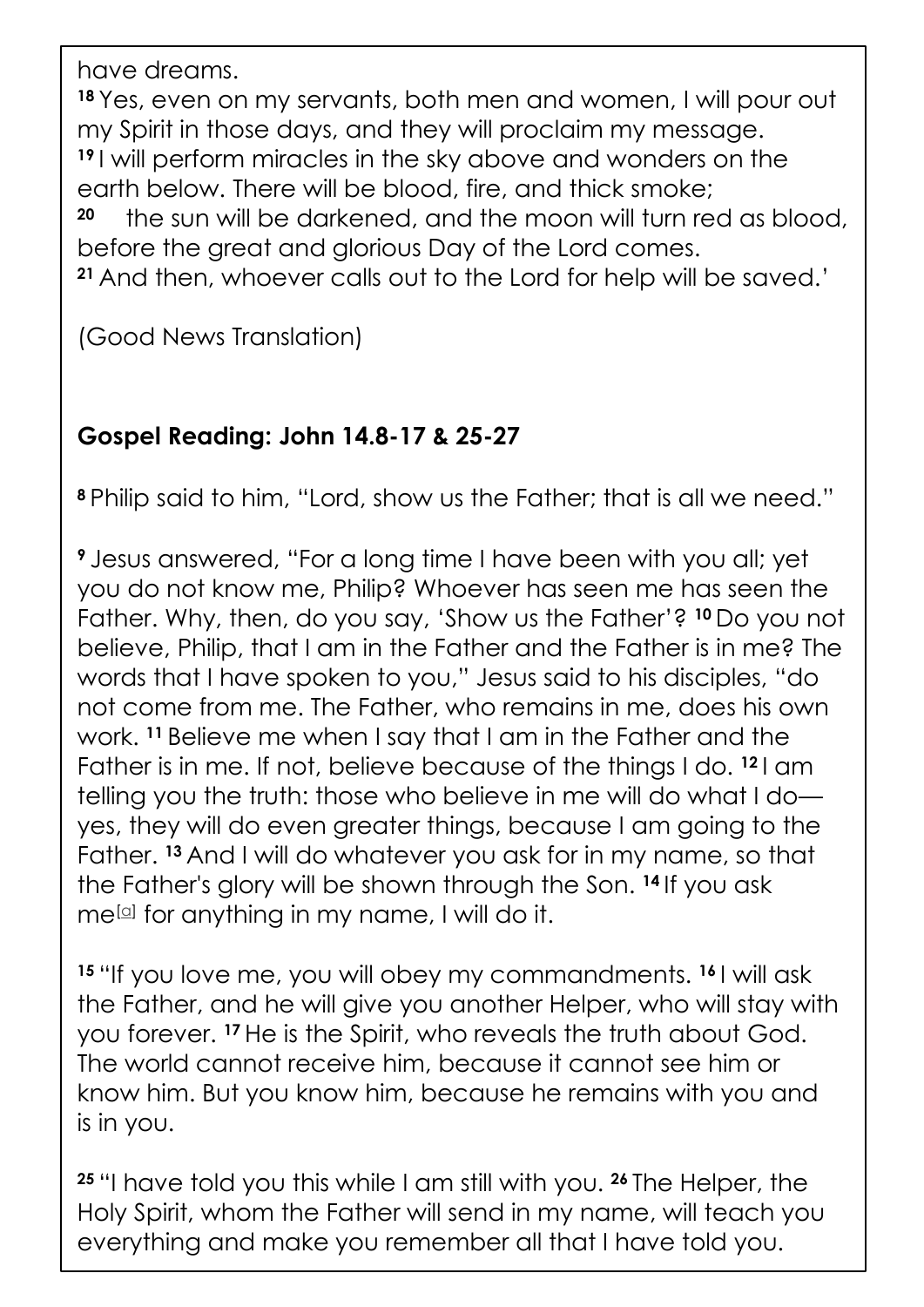have dreams.

**18** Yes, even on my servants, both men and women, I will pour out my Spirit in those days, and they will proclaim my message.
**19** I will perform miracles in the sky above and wonders on the earth below. There will be blood, fire, and thick smoke;
**20** the sun will be darkened, and the moon will turn red as blood, before the great and glorious Day of the Lord comes.
**21** And then, whoever calls out to the Lord for help will be saved.'

(Good News Translation)

## Gospel Reading: John 14.8-17 & 25-27

**8** Philip said to him, "Lord, show us the Father; that is all we need."

**9** Jesus answered, "For a long time I have been with you all; yet you do not know me, Philip? Whoever has seen me has seen the Father. Why, then, do you say, 'Show us the Father'? **10** Do you not believe, Philip, that I am in the Father and the Father is in me? The words that I have spoken to you," Jesus said to his disciples, "do not come from me. The Father, who remains in me, does his own work. **11** Believe me when I say that I am in the Father and the Father is in me. If not, believe because of the things I do. **12** I am telling you the truth: those who believe in me will do what I do—yes, they will do even greater things, because I am going to the Father. **13** And I will do whatever you ask for in my name, so that the Father's glory will be shown through the Son. **14** If you ask me[a] for anything in my name, I will do it.

**15** "If you love me, you will obey my commandments. **16** I will ask the Father, and he will give you another Helper, who will stay with you forever. **17** He is the Spirit, who reveals the truth about God. The world cannot receive him, because it cannot see him or know him. But you know him, because he remains with you and is in you.

**25** "I have told you this while I am still with you. **26** The Helper, the Holy Spirit, whom the Father will send in my name, will teach you everything and make you remember all that I have told you.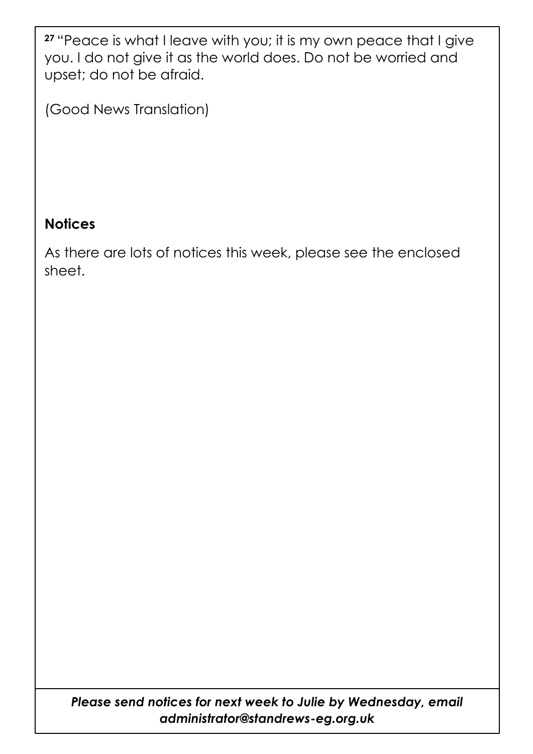[27] "Peace is what I leave with you; it is my own peace that I give you. I do not give it as the world does. Do not be worried and upset; do not be afraid.

(Good News Translation)

**Notices**

As there are lots of notices this week, please see the enclosed sheet.

***Please send notices for next week to Julie by Wednesday, email administrator@standrews-eg.org.uk***